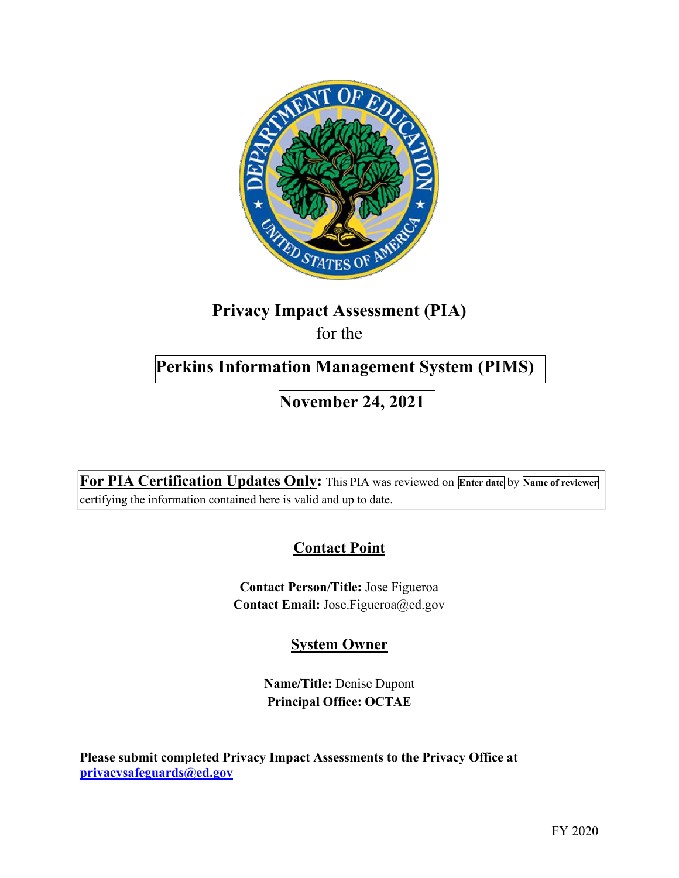# Privacy Impact Assessment (PIA)

for the

## Perkins Information Management System (PIMS)

## November 24, 2021

**For PIA Certification Updates Only:** This PIA was reviewed on **Enter date** by **Name of reviewer** certifying the information contained here is valid and up to date.

## Contact Point

**Contact Person/Title:** Jose Figueroa
**Contact Email:** Jose.Figueroa@ed.gov

## System Owner

**Name/Title:** Denise Dupont
**Principal Office: OCTAE**

**Please submit completed Privacy Impact Assessments to the Privacy Office at privacysafeguards@ed.gov**

FY 2020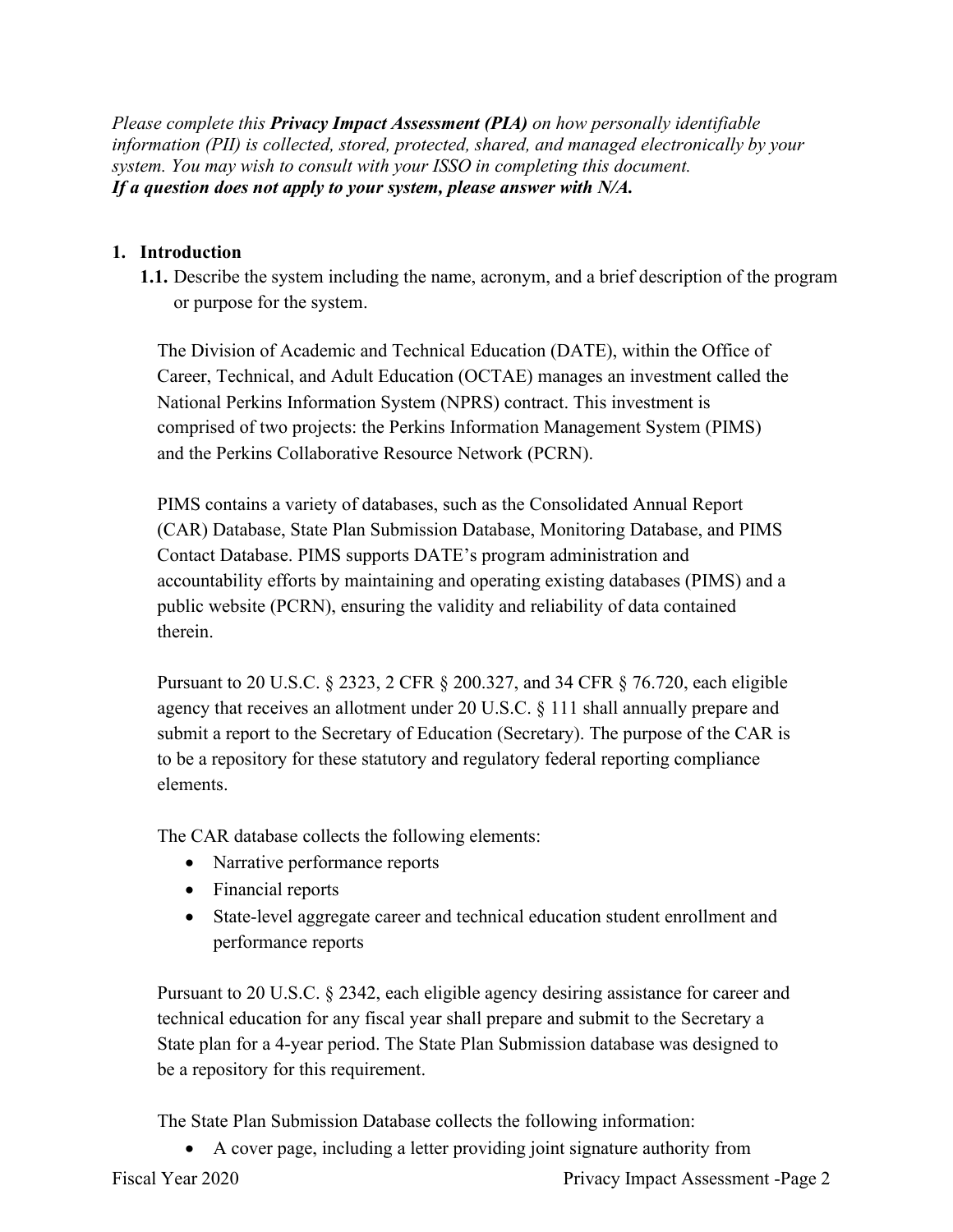*Please complete this* ***Privacy Impact Assessment (PIA)*** *on how personally identifiable information (PII) is collected, stored, protected, shared, and managed electronically by your system. You may wish to consult with your ISSO in completing this document.*
***If a question does not apply to your system, please answer with N/A.***

1. **Introduction**

   **1.1.** Describe the system including the name, acronym, and a brief description of the program or purpose for the system.

   The Division of Academic and Technical Education (DATE), within the Office of Career, Technical, and Adult Education (OCTAE) manages an investment called the National Perkins Information System (NPRS) contract. This investment is comprised of two projects: the Perkins Information Management System (PIMS) and the Perkins Collaborative Resource Network (PCRN).

   PIMS contains a variety of databases, such as the Consolidated Annual Report (CAR) Database, State Plan Submission Database, Monitoring Database, and PIMS Contact Database. PIMS supports DATE's program administration and accountability efforts by maintaining and operating existing databases (PIMS) and a public website (PCRN), ensuring the validity and reliability of data contained therein.

   Pursuant to 20 U.S.C. § 2323, 2 CFR § 200.327, and 34 CFR § 76.720, each eligible agency that receives an allotment under 20 U.S.C. § 111 shall annually prepare and submit a report to the Secretary of Education (Secretary). The purpose of the CAR is to be a repository for these statutory and regulatory federal reporting compliance elements.

   The CAR database collects the following elements:

   - Narrative performance reports
   - Financial reports
   - State-level aggregate career and technical education student enrollment and performance reports

   Pursuant to 20 U.S.C. § 2342, each eligible agency desiring assistance for career and technical education for any fiscal year shall prepare and submit to the Secretary a State plan for a 4-year period. The State Plan Submission database was designed to be a repository for this requirement.

   The State Plan Submission Database collects the following information:

   - A cover page, including a letter providing joint signature authority from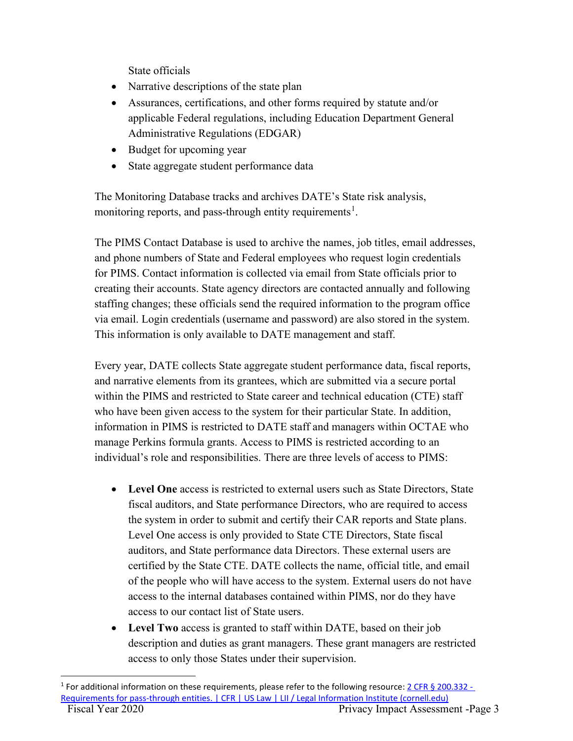State officials

- Narrative descriptions of the state plan
- Assurances, certifications, and other forms required by statute and/or applicable Federal regulations, including Education Department General Administrative Regulations (EDGAR)
- Budget for upcoming year
- State aggregate student performance data

The Monitoring Database tracks and archives DATE's State risk analysis, monitoring reports, and pass-through entity requirements[1].

The PIMS Contact Database is used to archive the names, job titles, email addresses, and phone numbers of State and Federal employees who request login credentials for PIMS. Contact information is collected via email from State officials prior to creating their accounts. State agency directors are contacted annually and following staffing changes; these officials send the required information to the program office via email. Login credentials (username and password) are also stored in the system. This information is only available to DATE management and staff.

Every year, DATE collects State aggregate student performance data, fiscal reports, and narrative elements from its grantees, which are submitted via a secure portal within the PIMS and restricted to State career and technical education (CTE) staff who have been given access to the system for their particular State. In addition, information in PIMS is restricted to DATE staff and managers within OCTAE who manage Perkins formula grants. Access to PIMS is restricted according to an individual's role and responsibilities. There are three levels of access to PIMS:

- **Level One** access is restricted to external users such as State Directors, State fiscal auditors, and State performance Directors, who are required to access the system in order to submit and certify their CAR reports and State plans. Level One access is only provided to State CTE Directors, State fiscal auditors, and State performance data Directors. These external users are certified by the State CTE. DATE collects the name, official title, and email of the people who will have access to the system. External users do not have access to the internal databases contained within PIMS, nor do they have access to our contact list of State users.
- **Level Two** access is granted to staff within DATE, based on their job description and duties as grant managers. These grant managers are restricted access to only those States under their supervision.

[1] For additional information on these requirements, please refer to the following resource: [2 CFR § 200.332 - Requirements for pass-through entities. | CFR | US Law | LII / Legal Information Institute (cornell.edu)]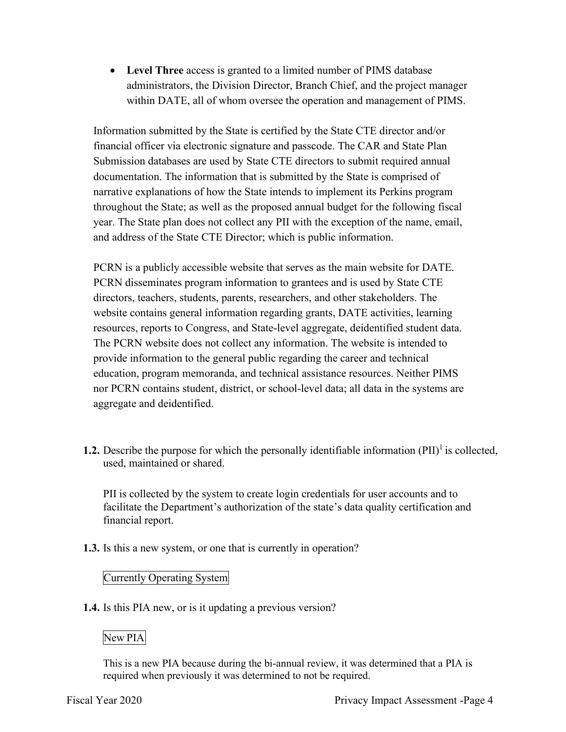- **Level Three** access is granted to a limited number of PIMS database administrators, the Division Director, Branch Chief, and the project manager within DATE, all of whom oversee the operation and management of PIMS.

Information submitted by the State is certified by the State CTE director and/or financial officer via electronic signature and passcode. The CAR and State Plan Submission databases are used by State CTE directors to submit required annual documentation. The information that is submitted by the State is comprised of narrative explanations of how the State intends to implement its Perkins program throughout the State; as well as the proposed annual budget for the following fiscal year. The State plan does not collect any PII with the exception of the name, email, and address of the State CTE Director; which is public information.

PCRN is a publicly accessible website that serves as the main website for DATE. PCRN disseminates program information to grantees and is used by State CTE directors, teachers, students, parents, researchers, and other stakeholders. The website contains general information regarding grants, DATE activities, learning resources, reports to Congress, and State-level aggregate, deidentified student data. The PCRN website does not collect any information. The website is intended to provide information to the general public regarding the career and technical education, program memoranda, and technical assistance resources. Neither PIMS nor PCRN contains student, district, or school-level data; all data in the systems are aggregate and deidentified.

**1.2.** Describe the purpose for which the personally identifiable information (PII)[1] is collected, used, maintained or shared.

PII is collected by the system to create login credentials for user accounts and to facilitate the Department's authorization of the state's data quality certification and financial report.

**1.3.** Is this a new system, or one that is currently in operation?

Currently Operating System

**1.4.** Is this PIA new, or is it updating a previous version?

New PIA

This is a new PIA because during the bi-annual review, it was determined that a PIA is required when previously it was determined to not be required.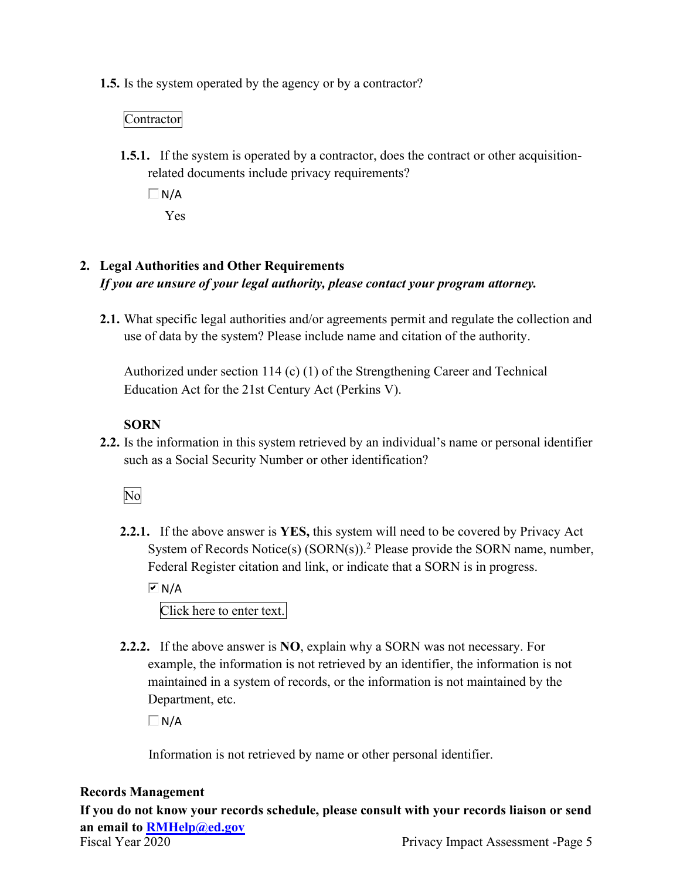**1.5.** Is the system operated by the agency or by a contractor?

Contractor

**1.5.1.** If the system is operated by a contractor, does the contract or other acquisition-related documents include privacy requirements?

☐ N/A

Yes

## 2. Legal Authorities and Other Requirements

***If you are unsure of your legal authority, please contact your program attorney.***

**2.1.** What specific legal authorities and/or agreements permit and regulate the collection and use of data by the system? Please include name and citation of the authority.

Authorized under section 114 (c) (1) of the Strengthening Career and Technical Education Act for the 21st Century Act (Perkins V).

**SORN**

**2.2.** Is the information in this system retrieved by an individual's name or personal identifier such as a Social Security Number or other identification?

No

**2.2.1.** If the above answer is **YES,** this system will need to be covered by Privacy Act System of Records Notice(s) (SORN(s)).[2] Please provide the SORN name, number, Federal Register citation and link, or indicate that a SORN is in progress.

☑ N/A

Click here to enter text.

**2.2.2.** If the above answer is **NO**, explain why a SORN was not necessary. For example, the information is not retrieved by an identifier, the information is not maintained in a system of records, or the information is not maintained by the Department, etc.

☐ N/A

Information is not retrieved by name or other personal identifier.

**Records Management**

**If you do not know your records schedule, please consult with your records liaison or send an email to [RMHelp@ed.gov](mailto:RMHelp@ed.gov)**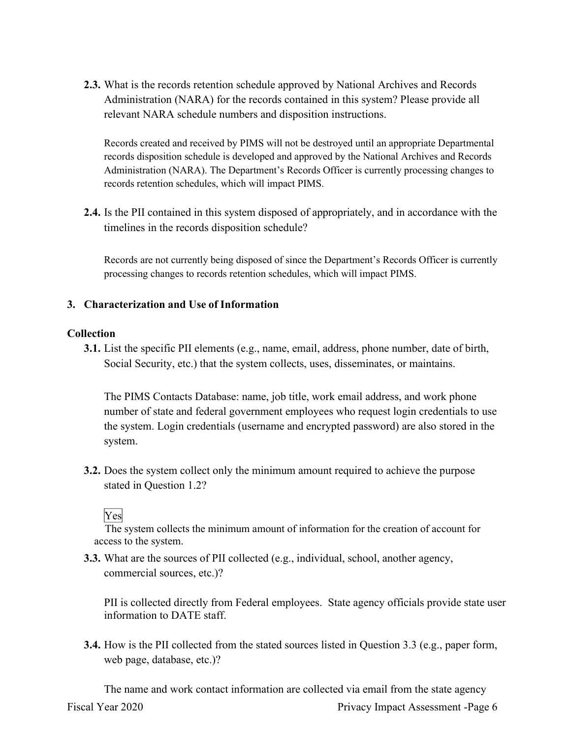**2.3.** What is the records retention schedule approved by National Archives and Records Administration (NARA) for the records contained in this system? Please provide all relevant NARA schedule numbers and disposition instructions.

Records created and received by PIMS will not be destroyed until an appropriate Departmental records disposition schedule is developed and approved by the National Archives and Records Administration (NARA). The Department's Records Officer is currently processing changes to records retention schedules, which will impact PIMS.

**2.4.** Is the PII contained in this system disposed of appropriately, and in accordance with the timelines in the records disposition schedule?

Records are not currently being disposed of since the Department's Records Officer is currently processing changes to records retention schedules, which will impact PIMS.

## 3. Characterization and Use of Information

### Collection

**3.1.** List the specific PII elements (e.g., name, email, address, phone number, date of birth, Social Security, etc.) that the system collects, uses, disseminates, or maintains.

The PIMS Contacts Database: name, job title, work email address, and work phone number of state and federal government employees who request login credentials to use the system. Login credentials (username and encrypted password) are also stored in the system.

**3.2.** Does the system collect only the minimum amount required to achieve the purpose stated in Question 1.2?

Yes

The system collects the minimum amount of information for the creation of account for access to the system.

**3.3.** What are the sources of PII collected (e.g., individual, school, another agency, commercial sources, etc.)?

PII is collected directly from Federal employees. State agency officials provide state user information to DATE staff.

**3.4.** How is the PII collected from the stated sources listed in Question 3.3 (e.g., paper form, web page, database, etc.)?

The name and work contact information are collected via email from the state agency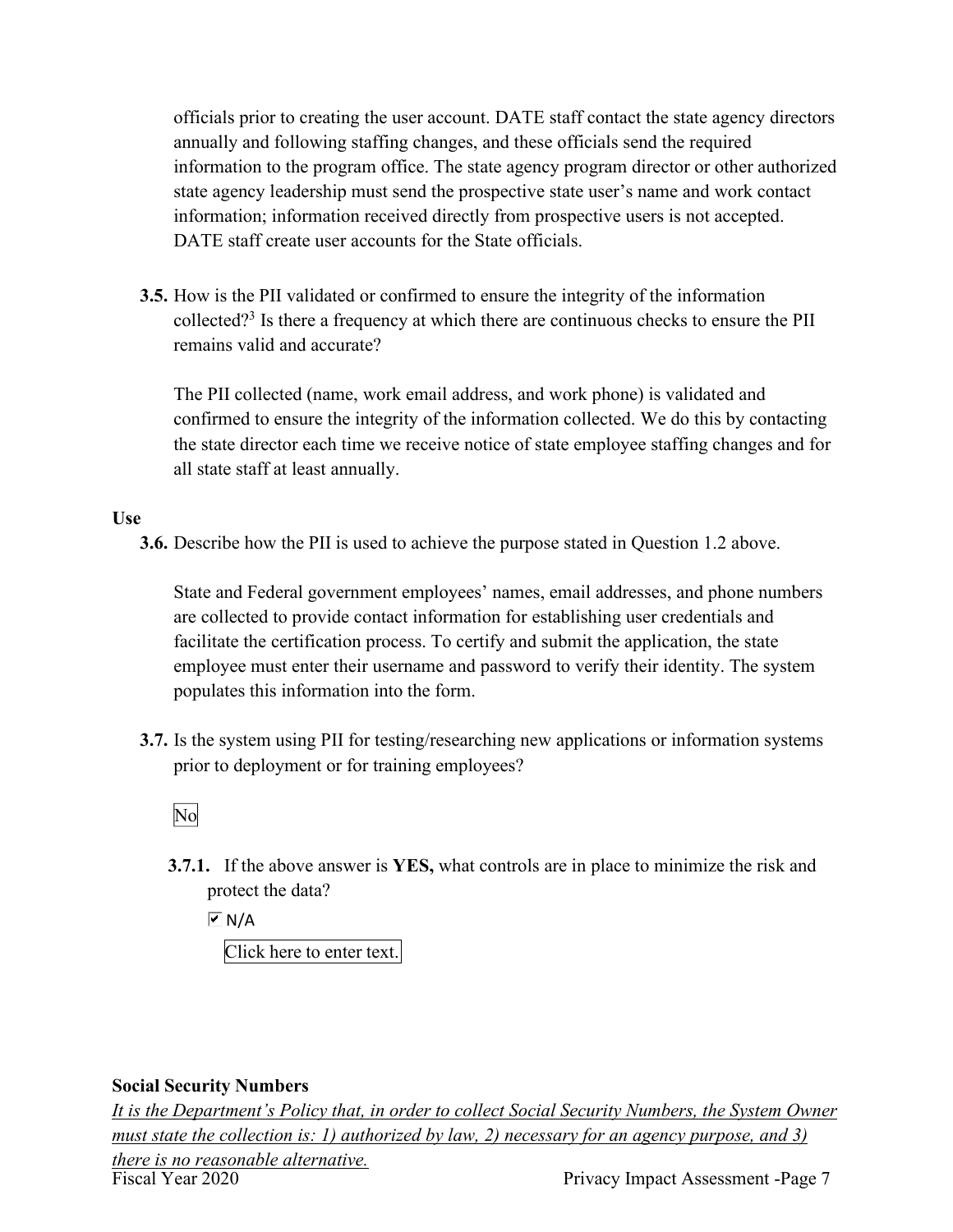officials prior to creating the user account. DATE staff contact the state agency directors annually and following staffing changes, and these officials send the required information to the program office. The state agency program director or other authorized state agency leadership must send the prospective state user's name and work contact information; information received directly from prospective users is not accepted. DATE staff create user accounts for the State officials.

**3.5.** How is the PII validated or confirmed to ensure the integrity of the information collected?[3] Is there a frequency at which there are continuous checks to ensure the PII remains valid and accurate?

The PII collected (name, work email address, and work phone) is validated and confirmed to ensure the integrity of the information collected. We do this by contacting the state director each time we receive notice of state employee staffing changes and for all state staff at least annually.

**Use**

**3.6.** Describe how the PII is used to achieve the purpose stated in Question 1.2 above.

State and Federal government employees' names, email addresses, and phone numbers are collected to provide contact information for establishing user credentials and facilitate the certification process. To certify and submit the application, the state employee must enter their username and password to verify their identity. The system populates this information into the form.

**3.7.** Is the system using PII for testing/researching new applications or information systems prior to deployment or for training employees?

No

**3.7.1.** If the above answer is **YES,** what controls are in place to minimize the risk and protect the data?

☑ N/A

Click here to enter text.

**Social Security Numbers**

*It is the Department's Policy that, in order to collect Social Security Numbers, the System Owner must state the collection is: 1) authorized by law, 2) necessary for an agency purpose, and 3) there is no reasonable alternative.*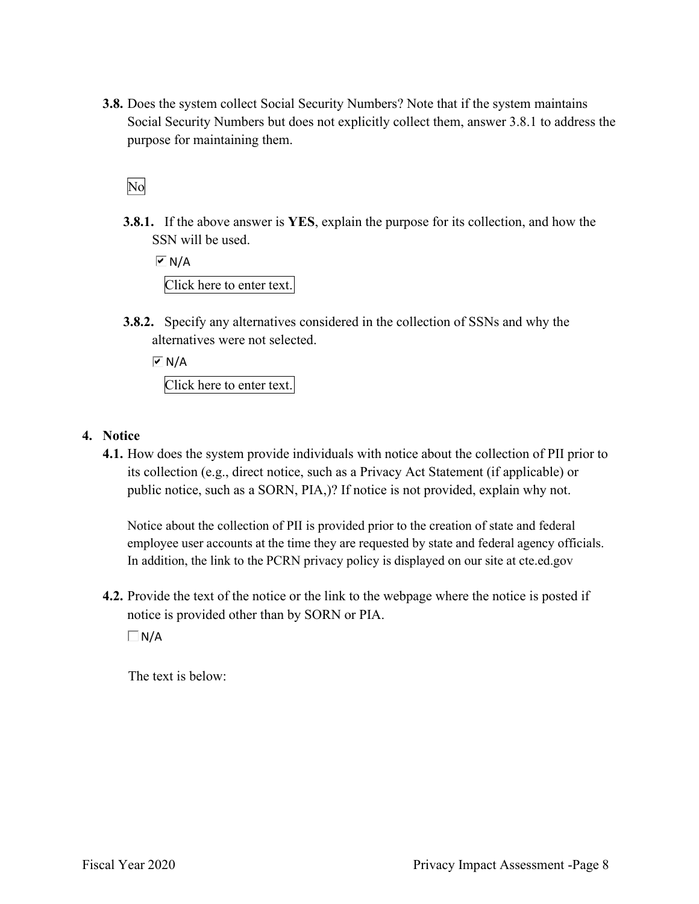**3.8.** Does the system collect Social Security Numbers? Note that if the system maintains Social Security Numbers but does not explicitly collect them, answer 3.8.1 to address the purpose for maintaining them.

No

**3.8.1.** If the above answer is **YES**, explain the purpose for its collection, and how the SSN will be used.

☑ N/A

Click here to enter text.

**3.8.2.** Specify any alternatives considered in the collection of SSNs and why the alternatives were not selected.

☑ N/A

Click here to enter text.

## 4. Notice

**4.1.** How does the system provide individuals with notice about the collection of PII prior to its collection (e.g., direct notice, such as a Privacy Act Statement (if applicable) or public notice, such as a SORN, PIA,)? If notice is not provided, explain why not.

Notice about the collection of PII is provided prior to the creation of state and federal employee user accounts at the time they are requested by state and federal agency officials. In addition, the link to the PCRN privacy policy is displayed on our site at cte.ed.gov

**4.2.** Provide the text of the notice or the link to the webpage where the notice is posted if notice is provided other than by SORN or PIA.

☐ N/A

The text is below: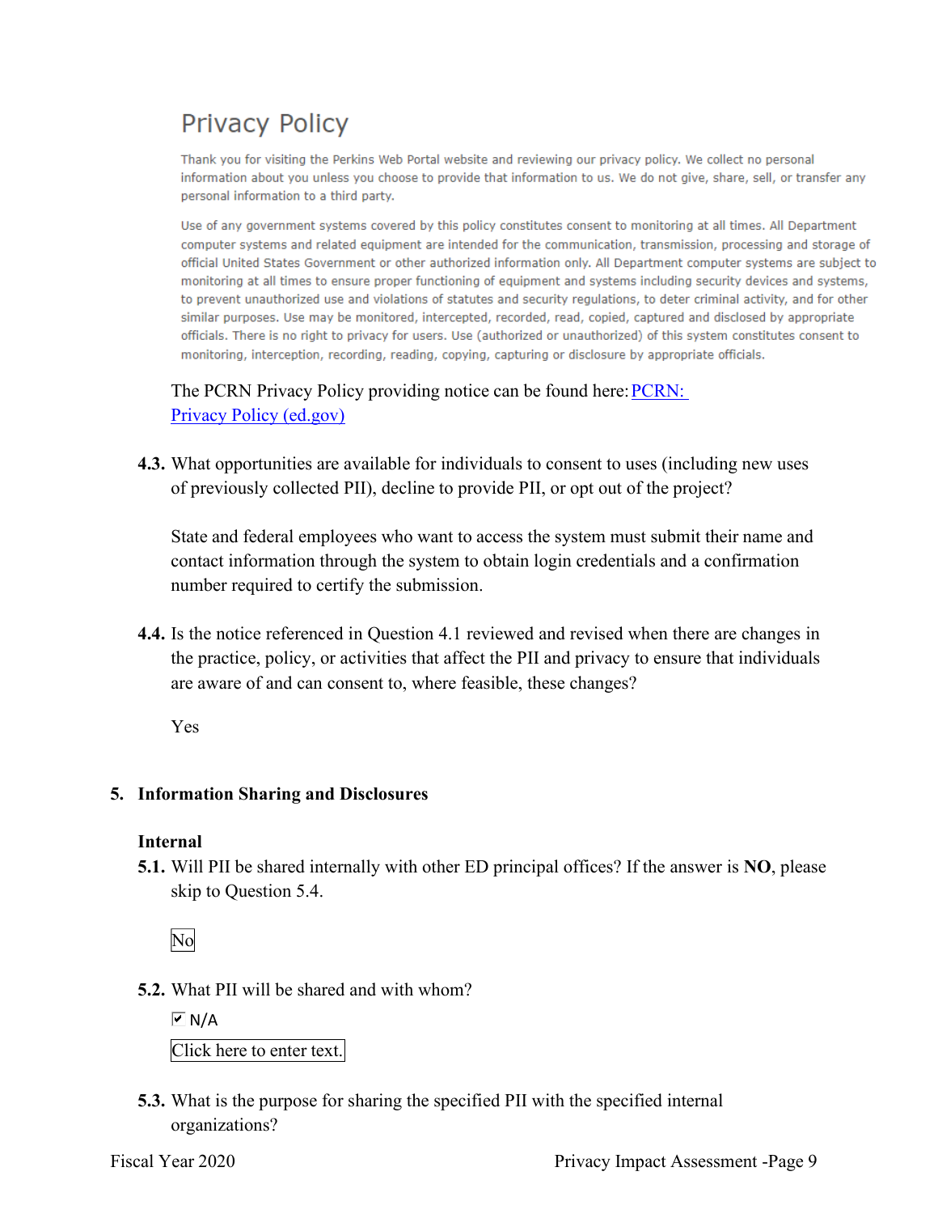## Privacy Policy

Thank you for visiting the Perkins Web Portal website and reviewing our privacy policy. We collect no personal information about you unless you choose to provide that information to us. We do not give, share, sell, or transfer any personal information to a third party.

Use of any government systems covered by this policy constitutes consent to monitoring at all times. All Department computer systems and related equipment are intended for the communication, transmission, processing and storage of official United States Government or other authorized information only. All Department computer systems are subject to monitoring at all times to ensure proper functioning of equipment and systems including security devices and systems, to prevent unauthorized use and violations of statutes and security regulations, to deter criminal activity, and for other similar purposes. Use may be monitored, intercepted, recorded, read, copied, captured and disclosed by appropriate officials. There is no right to privacy for users. Use (authorized or unauthorized) of this system constitutes consent to monitoring, interception, recording, reading, copying, capturing or disclosure by appropriate officials.

The PCRN Privacy Policy providing notice can be found here: PCRN: Privacy Policy (ed.gov)

**4.3.** What opportunities are available for individuals to consent to uses (including new uses of previously collected PII), decline to provide PII, or opt out of the project?

State and federal employees who want to access the system must submit their name and contact information through the system to obtain login credentials and a confirmation number required to certify the submission.

**4.4.** Is the notice referenced in Question 4.1 reviewed and revised when there are changes in the practice, policy, or activities that affect the PII and privacy to ensure that individuals are aware of and can consent to, where feasible, these changes?

Yes

## 5. Information Sharing and Disclosures

### Internal

**5.1.** Will PII be shared internally with other ED principal offices? If the answer is **NO**, please skip to Question 5.4.

No

**5.2.** What PII will be shared and with whom?

☑ N/A

Click here to enter text.

**5.3.** What is the purpose for sharing the specified PII with the specified internal organizations?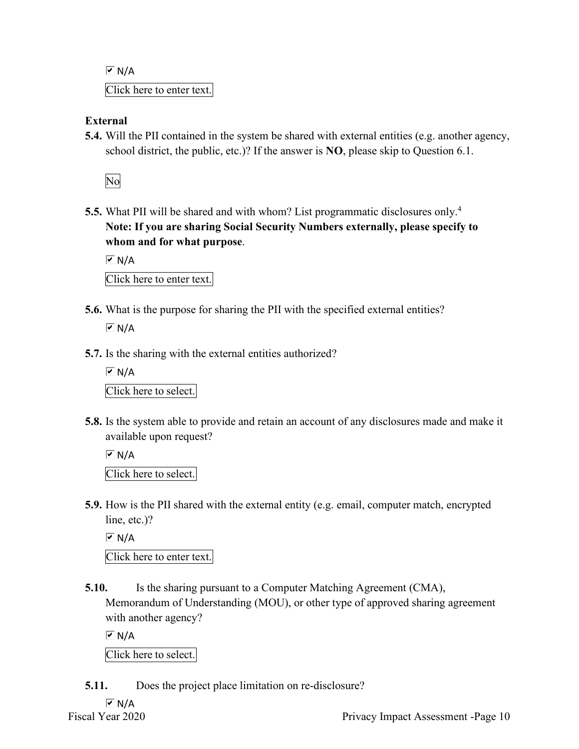☑ N/A

Click here to enter text.

**External**

**5.4.** Will the PII contained in the system be shared with external entities (e.g. another agency, school district, the public, etc.)? If the answer is **NO**, please skip to Question 6.1.

No

**5.5.** What PII will be shared and with whom? List programmatic disclosures only.[4]
**Note: If you are sharing Social Security Numbers externally, please specify to whom and for what purpose**.

☑ N/A

Click here to enter text.

**5.6.** What is the purpose for sharing the PII with the specified external entities?

☑ N/A

**5.7.** Is the sharing with the external entities authorized?

☑ N/A

Click here to select.

**5.8.** Is the system able to provide and retain an account of any disclosures made and make it available upon request?

☑ N/A

Click here to select.

**5.9.** How is the PII shared with the external entity (e.g. email, computer match, encrypted line, etc.)?

☑ N/A

Click here to enter text.

**5.10.** Is the sharing pursuant to a Computer Matching Agreement (CMA), Memorandum of Understanding (MOU), or other type of approved sharing agreement with another agency?

☑ N/A

Click here to select.

**5.11.** Does the project place limitation on re-disclosure?

☑ N/A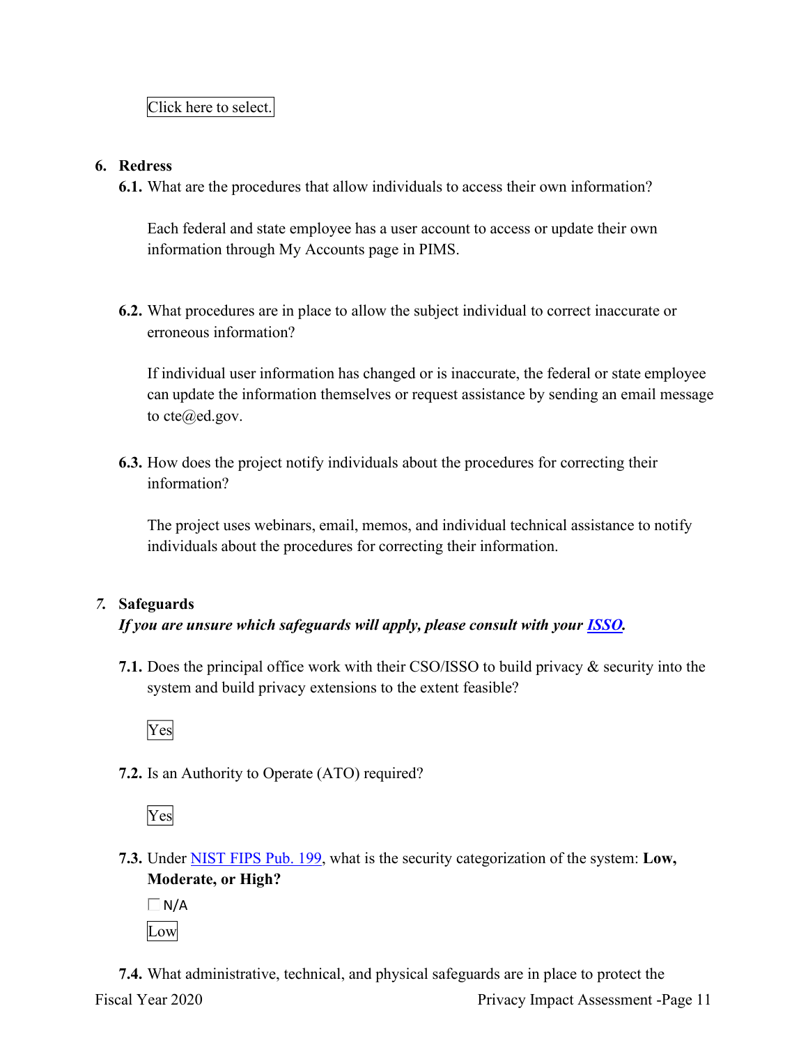Click here to select.

**6. Redress**

**6.1.** What are the procedures that allow individuals to access their own information?

Each federal and state employee has a user account to access or update their own information through My Accounts page in PIMS.

**6.2.** What procedures are in place to allow the subject individual to correct inaccurate or erroneous information?

If individual user information has changed or is inaccurate, the federal or state employee can update the information themselves or request assistance by sending an email message to cte@ed.gov.

**6.3.** How does the project notify individuals about the procedures for correcting their information?

The project uses webinars, email, memos, and individual technical assistance to notify individuals about the procedures for correcting their information.

***7.* Safeguards**

***If you are unsure which safeguards will apply, please consult with your [ISSO](#).***

**7.1.** Does the principal office work with their CSO/ISSO to build privacy & security into the system and build privacy extensions to the extent feasible?

Yes

**7.2.** Is an Authority to Operate (ATO) required?

Yes

**7.3.** Under [NIST FIPS Pub. 199](#), what is the security categorization of the system: **Low, Moderate, or High?**

☐ N/A

Low

**7.4.** What administrative, technical, and physical safeguards are in place to protect the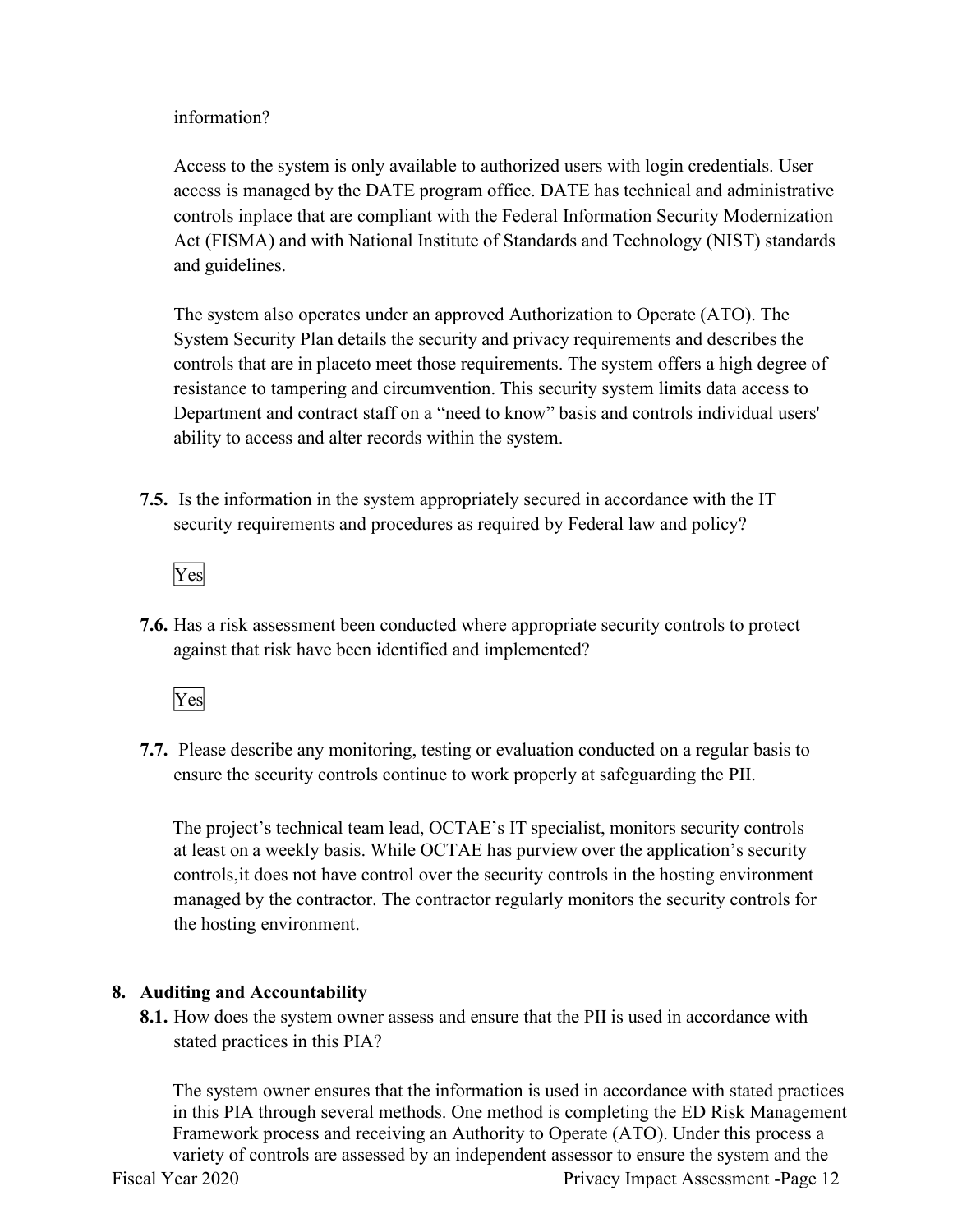information?

Access to the system is only available to authorized users with login credentials. User access is managed by the DATE program office. DATE has technical and administrative controls inplace that are compliant with the Federal Information Security Modernization Act (FISMA) and with National Institute of Standards and Technology (NIST) standards and guidelines.

The system also operates under an approved Authorization to Operate (ATO). The System Security Plan details the security and privacy requirements and describes the controls that are in placeto meet those requirements. The system offers a high degree of resistance to tampering and circumvention. This security system limits data access to Department and contract staff on a "need to know" basis and controls individual users' ability to access and alter records within the system.

**7.5.** Is the information in the system appropriately secured in accordance with the IT security requirements and procedures as required by Federal law and policy?

Yes

**7.6.** Has a risk assessment been conducted where appropriate security controls to protect against that risk have been identified and implemented?

Yes

**7.7.** Please describe any monitoring, testing or evaluation conducted on a regular basis to ensure the security controls continue to work properly at safeguarding the PII.

The project's technical team lead, OCTAE's IT specialist, monitors security controls at least on a weekly basis. While OCTAE has purview over the application's security controls,it does not have control over the security controls in the hosting environment managed by the contractor. The contractor regularly monitors the security controls for the hosting environment.

## 8. Auditing and Accountability

**8.1.** How does the system owner assess and ensure that the PII is used in accordance with stated practices in this PIA?

The system owner ensures that the information is used in accordance with stated practices in this PIA through several methods. One method is completing the ED Risk Management Framework process and receiving an Authority to Operate (ATO). Under this process a variety of controls are assessed by an independent assessor to ensure the system and the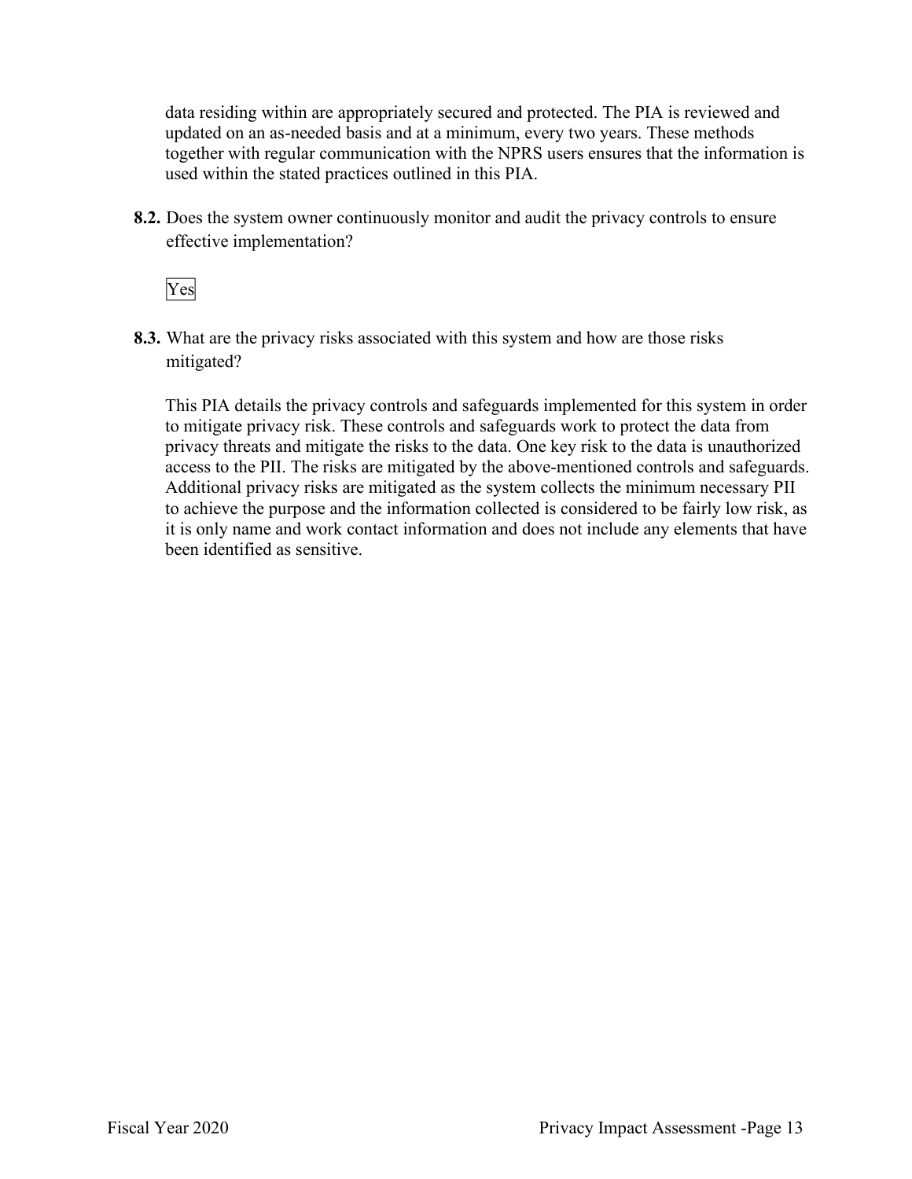data residing within are appropriately secured and protected. The PIA is reviewed and updated on an as-needed basis and at a minimum, every two years. These methods together with regular communication with the NPRS users ensures that the information is used within the stated practices outlined in this PIA.

**8.2.** Does the system owner continuously monitor and audit the privacy controls to ensure effective implementation?

Yes

**8.3.** What are the privacy risks associated with this system and how are those risks mitigated?

This PIA details the privacy controls and safeguards implemented for this system in order to mitigate privacy risk. These controls and safeguards work to protect the data from privacy threats and mitigate the risks to the data. One key risk to the data is unauthorized access to the PII. The risks are mitigated by the above-mentioned controls and safeguards. Additional privacy risks are mitigated as the system collects the minimum necessary PII to achieve the purpose and the information collected is considered to be fairly low risk, as it is only name and work contact information and does not include any elements that have been identified as sensitive.